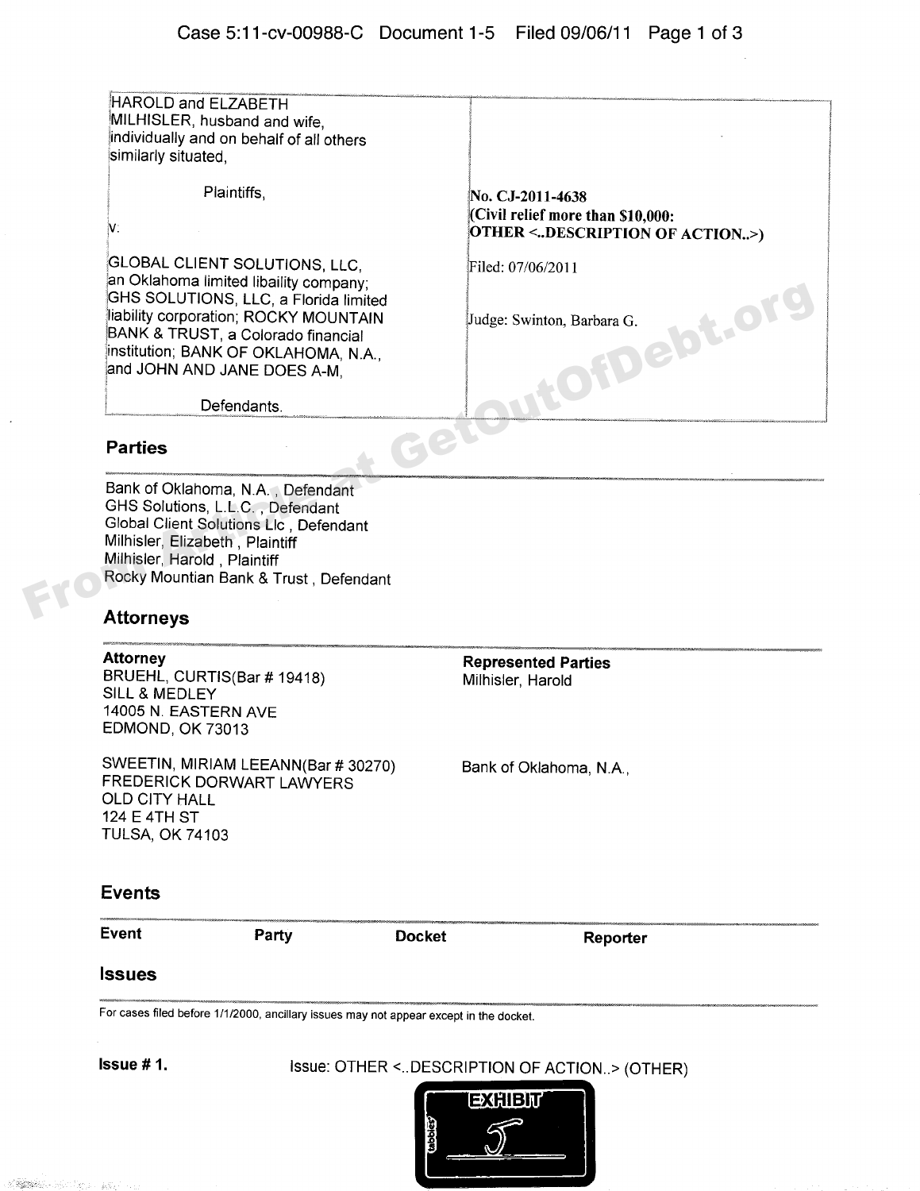| HAROLD and ELZABETH MILHISLER, husband and wife, individually and on behalf of all others similarly situated,<br><br>Plaintiffs,<br><br>v.<br><br>GLOBAL CLIENT SOLUTIONS, LLC, an Oklahoma limited liability company; GHS SOLUTIONS, LLC, a Florida limited liability corporation; ROCKY MOUNTAIN BANK & TRUST, a Colorado financial institution; BANK OF OKLAHOMA, N.A., and JOHN AND JANE DOES A-M,<br><br>Defendants. | **No. CJ-2011-4638**<br>**(Civil relief more than $10,000: OTHER <..DESCRIPTION OF ACTION..>)**<br><br>Filed: 07/06/2011<br><br>Judge: Swinton, Barbara G. |
|---|---|

## Parties

Bank of Oklahoma, N.A. , Defendant
GHS Solutions, L.L.C. , Defendant
Global Client Solutions Llc , Defendant
Milhisler, Elizabeth , Plaintiff
Milhisler, Harold , Plaintiff
Rocky Mountian Bank & Trust , Defendant

## Attorneys

| **Attorney** | **Represented Parties** |
|---|---|
| BRUEHL, CURTIS(Bar # 19418)<br>SILL & MEDLEY<br>14005 N. EASTERN AVE<br>EDMOND, OK 73013 | Milhisler, Harold |
| SWEETIN, MIRIAM LEEANN(Bar # 30270)<br>FREDERICK DORWART LAWYERS<br>OLD CITY HALL<br>124 E 4TH ST<br>TULSA, OK 74103 | Bank of Oklahoma, N.A., |

## Events

| Event | Party | Docket | Reporter |
|---|---|---|---|

## Issues

For cases filed before 1/1/2000, ancillary issues may not appear except in the docket.

**Issue # 1.** Issue: OTHER <..DESCRIPTION OF ACTION..> (OTHER)

EXHIBIT 5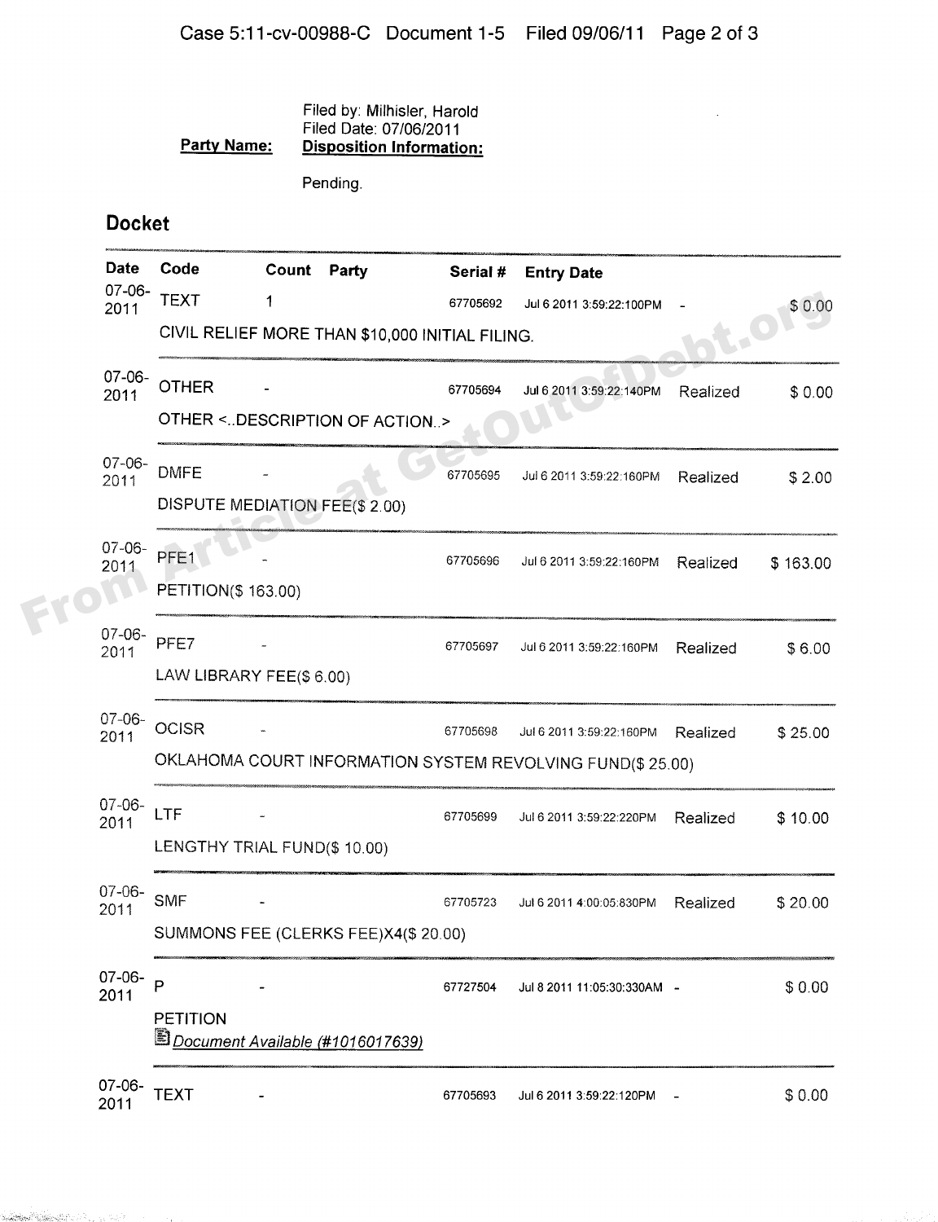**Party Name:** Filed by: Milhisler, Harold
Filed Date: 07/06/2011
**Disposition Information:**

Pending.

## Docket

| Date | Code | Count | Party | Serial # | Entry Date | | |
|---|---|---|---|---|---|---|---|
| 07-06-2011 | TEXT | 1 | | 67705692 | Jul 6 2011 3:59:22:100PM | - | $ 0.00 |
| | CIVIL RELIEF MORE THAN $10,000 INITIAL FILING. | | | | | | |
| 07-06-2011 | OTHER | - | | 67705694 | Jul 6 2011 3:59:22:140PM | Realized | $ 0.00 |
| | OTHER <..DESCRIPTION OF ACTION..> | | | | | | |
| 07-06-2011 | DMFE | - | | 67705695 | Jul 6 2011 3:59:22:160PM | Realized | $ 2.00 |
| | DISPUTE MEDIATION FEE($ 2.00) | | | | | | |
| 07-06-2011 | PFE1 | - | | 67705696 | Jul 6 2011 3:59:22:160PM | Realized | $ 163.00 |
| | PETITION($ 163.00) | | | | | | |
| 07-06-2011 | PFE7 | - | | 67705697 | Jul 6 2011 3:59:22:160PM | Realized | $ 6.00 |
| | LAW LIBRARY FEE($ 6.00) | | | | | | |
| 07-06-2011 | OCISR | - | | 67705698 | Jul 6 2011 3:59:22:160PM | Realized | $ 25.00 |
| | OKLAHOMA COURT INFORMATION SYSTEM REVOLVING FUND($ 25.00) | | | | | | |
| 07-06-2011 | LTF | - | | 67705699 | Jul 6 2011 3:59:22:220PM | Realized | $ 10.00 |
| | LENGTHY TRIAL FUND($ 10.00) | | | | | | |
| 07-06-2011 | SMF | - | | 67705723 | Jul 6 2011 4:00:05:830PM | Realized | $ 20.00 |
| | SUMMONS FEE (CLERKS FEE)X4($ 20.00) | | | | | | |
| 07-06-2011 | P | - | | 67727504 | Jul 8 2011 11:05:30:330AM | - | $ 0.00 |
| | PETITION<br>*Document Available (#1016017639)* | | | | | | |
| 07-06-2011 | TEXT | - | | 67705693 | Jul 6 2011 3:59:22:120PM | - | $ 0.00 |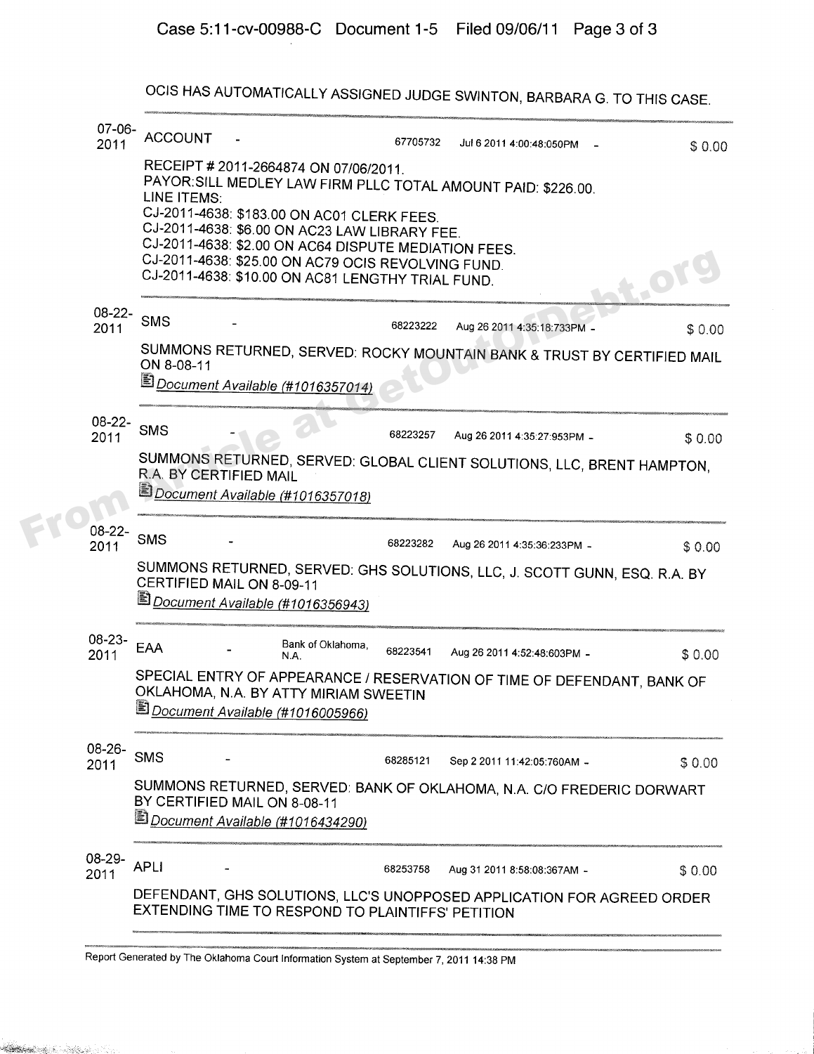OCIS HAS AUTOMATICALLY ASSIGNED JUDGE SWINTON, BARBARA G. TO THIS CASE.

| | | | | | |
|---|---|---|---|---|---|
| 07-06-2011 | ACCOUNT - | | 67705732 | Jul 6 2011 4:00:48:050PM - | $ 0.00 |

RECEIPT # 2011-2664874 ON 07/06/2011.
PAYOR:SILL MEDLEY LAW FIRM PLLC TOTAL AMOUNT PAID: $226.00.
LINE ITEMS:
CJ-2011-4638: $183.00 ON AC01 CLERK FEES.
CJ-2011-4638: $6.00 ON AC23 LAW LIBRARY FEE.
CJ-2011-4638: $2.00 ON AC64 DISPUTE MEDIATION FEES.
CJ-2011-4638: $25.00 ON AC79 OCIS REVOLVING FUND.
CJ-2011-4638: $10.00 ON AC81 LENGTHY TRIAL FUND.

| | | | | | |
|---|---|---|---|---|---|
| 08-22-2011 | SMS - | | 68223222 | Aug 26 2011 4:35:18:733PM - | $ 0.00 |

SUMMONS RETURNED, SERVED: ROCKY MOUNTAIN BANK & TRUST BY CERTIFIED MAIL ON 8-08-11
Document Available (#1016357014)

| | | | | | |
|---|---|---|---|---|---|
| 08-22-2011 | SMS - | | 68223257 | Aug 26 2011 4:35:27:953PM - | $ 0.00 |

SUMMONS RETURNED, SERVED: GLOBAL CLIENT SOLUTIONS, LLC, BRENT HAMPTON, R.A. BY CERTIFIED MAIL
Document Available (#1016357018)

| | | | | | |
|---|---|---|---|---|---|
| 08-22-2011 | SMS - | | 68223282 | Aug 26 2011 4:35:36:233PM - | $ 0.00 |

SUMMONS RETURNED, SERVED: GHS SOLUTIONS, LLC, J. SCOTT GUNN, ESQ. R.A. BY CERTIFIED MAIL ON 8-09-11
Document Available (#1016356943)

| | | | | | |
|---|---|---|---|---|---|
| 08-23-2011 | EAA - | Bank of Oklahoma, N.A. | 68223541 | Aug 26 2011 4:52:48:603PM - | $ 0.00 |

SPECIAL ENTRY OF APPEARANCE / RESERVATION OF TIME OF DEFENDANT, BANK OF OKLAHOMA, N.A. BY ATTY MIRIAM SWEETIN
Document Available (#1016005966)

| | | | | | |
|---|---|---|---|---|---|
| 08-26-2011 | SMS - | | 68285121 | Sep 2 2011 11:42:05:760AM - | $ 0.00 |

SUMMONS RETURNED, SERVED: BANK OF OKLAHOMA, N.A. C/O FREDERIC DORWART BY CERTIFIED MAIL ON 8-08-11
Document Available (#1016434290)

| | | | | | |
|---|---|---|---|---|---|
| 08-29-2011 | APLI - | | 68253758 | Aug 31 2011 8:58:08:367AM - | $ 0.00 |

DEFENDANT, GHS SOLUTIONS, LLC'S UNOPPOSED APPLICATION FOR AGREED ORDER EXTENDING TIME TO RESPOND TO PLAINTIFFS' PETITION

Report Generated by The Oklahoma Court Information System at September 7, 2011 14:38 PM